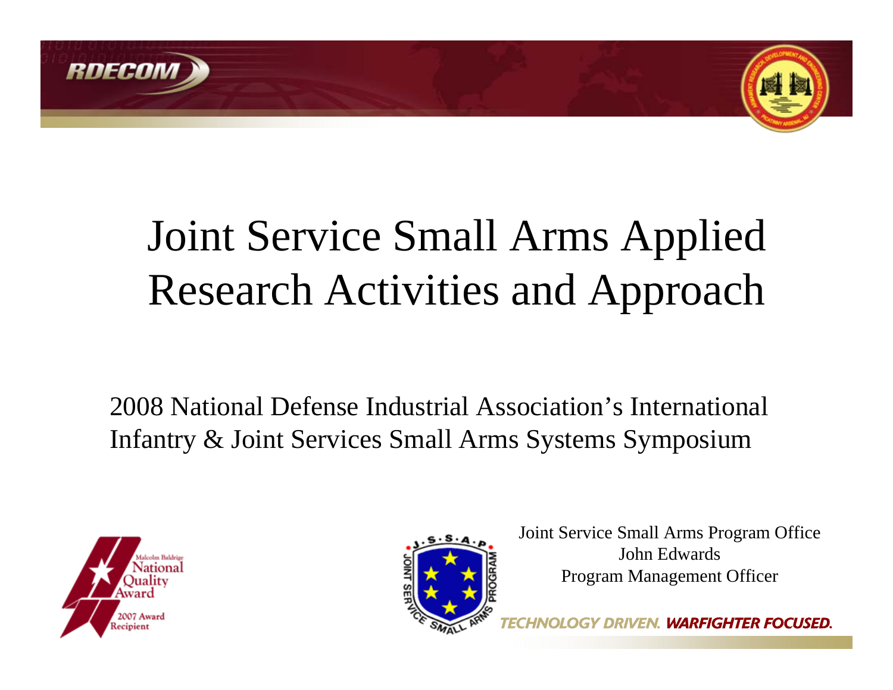# Joint Service Small Arms Applied Research Activities and Approach

2008 National Defense Industrial Association's International Infantry & Joint Services Small Arms Systems Symposium

Joint Service Small Arms Program Office
John Edwards
Program Management Officer

TECHNOLOGY DRIVEN. **WARFIGHTER FOCUSED.**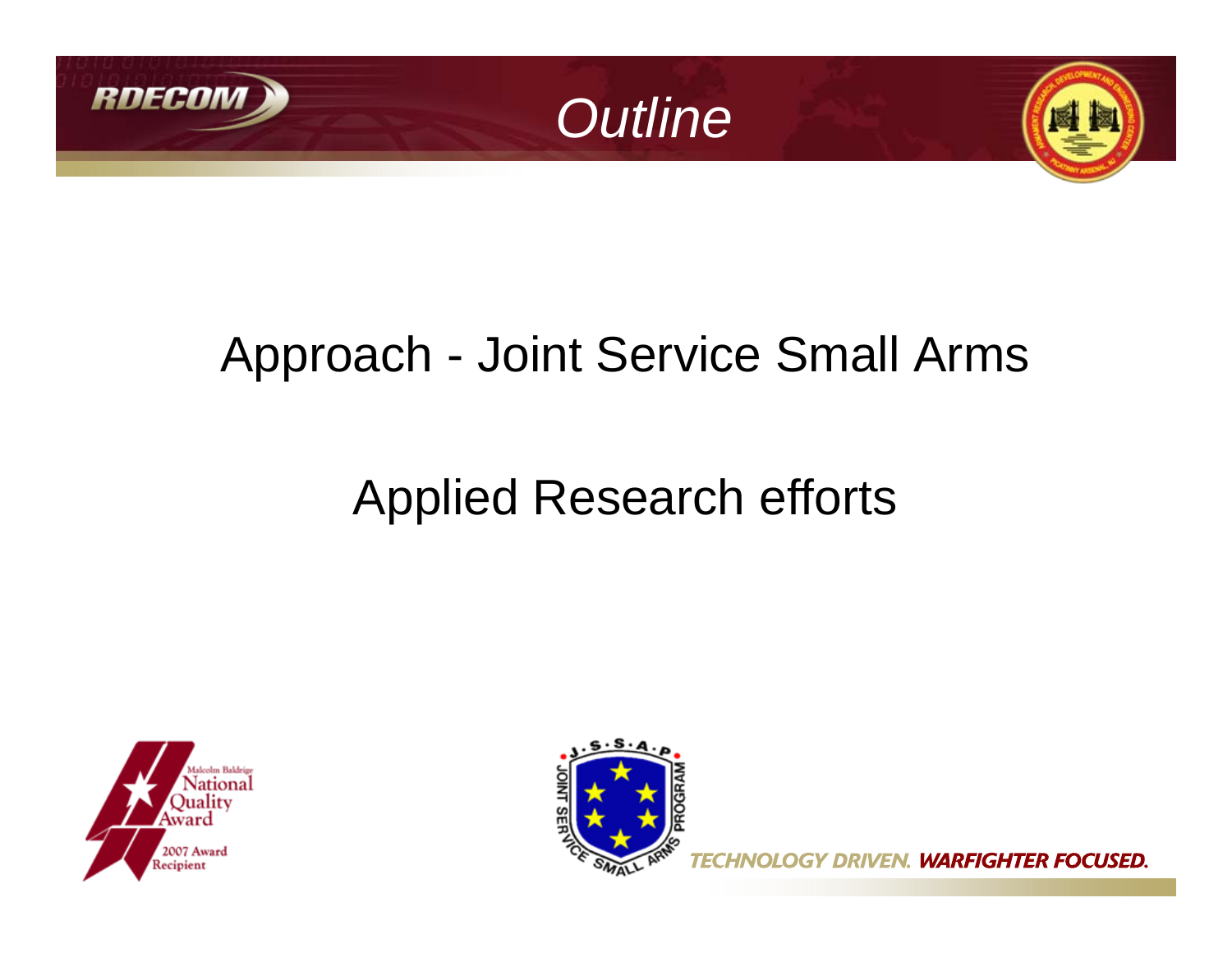# Outline

Approach - Joint Service Small Arms

Applied Research efforts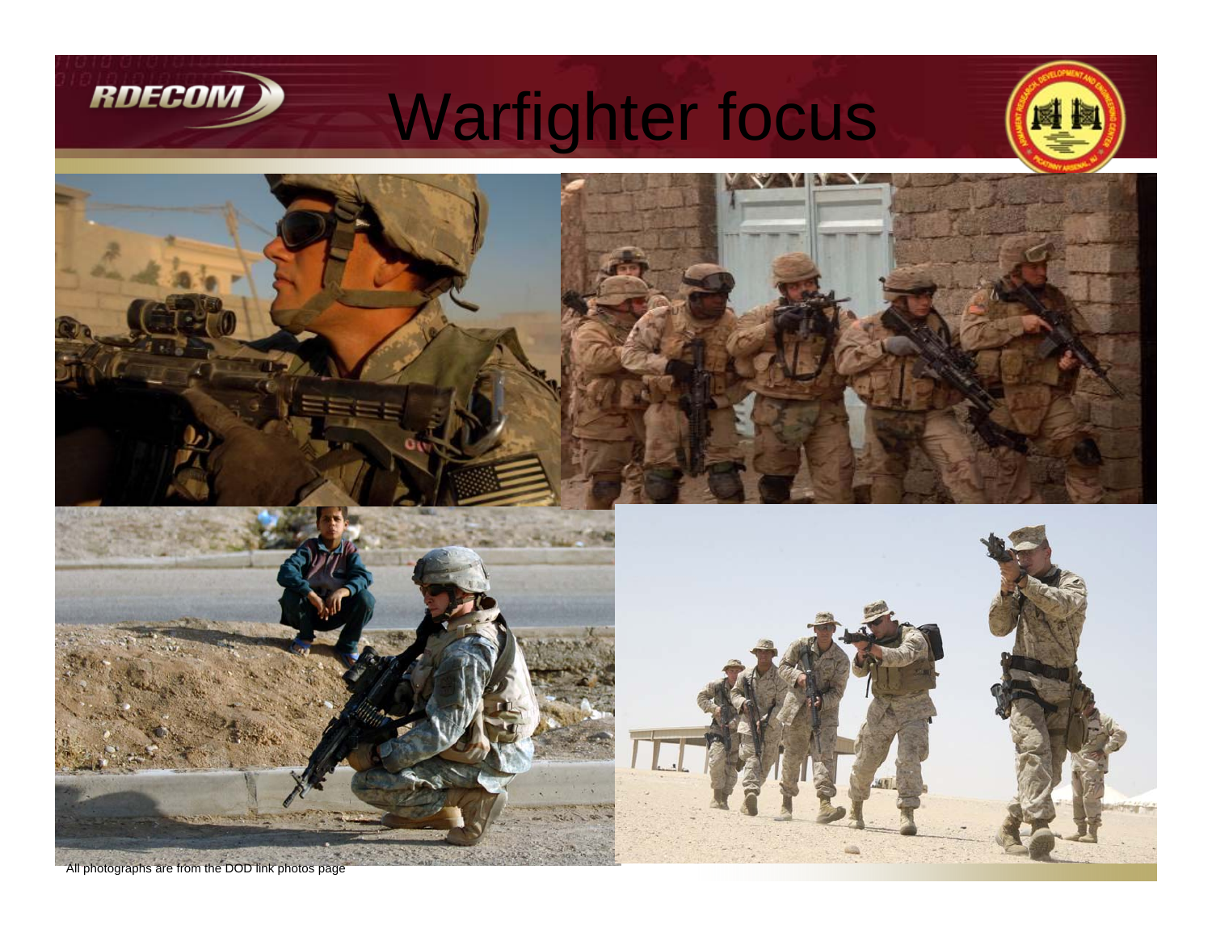# Warfighter focus

All photographs are from the DOD link photos page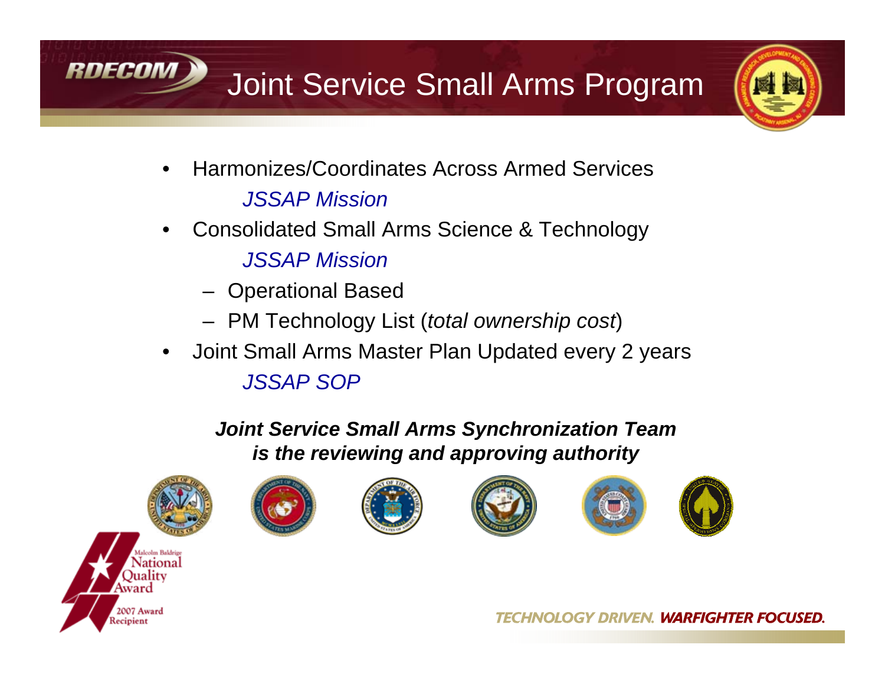# Joint Service Small Arms Program

- Harmonizes/Coordinates Across Armed Services

  *JSSAP Mission*

- Consolidated Small Arms Science & Technology

  *JSSAP Mission*

  - Operational Based
  - PM Technology List (*total ownership cost*)

- Joint Small Arms Master Plan Updated every 2 years

  *JSSAP SOP*

***Joint Service Small Arms Synchronization Team is the reviewing and approving authority***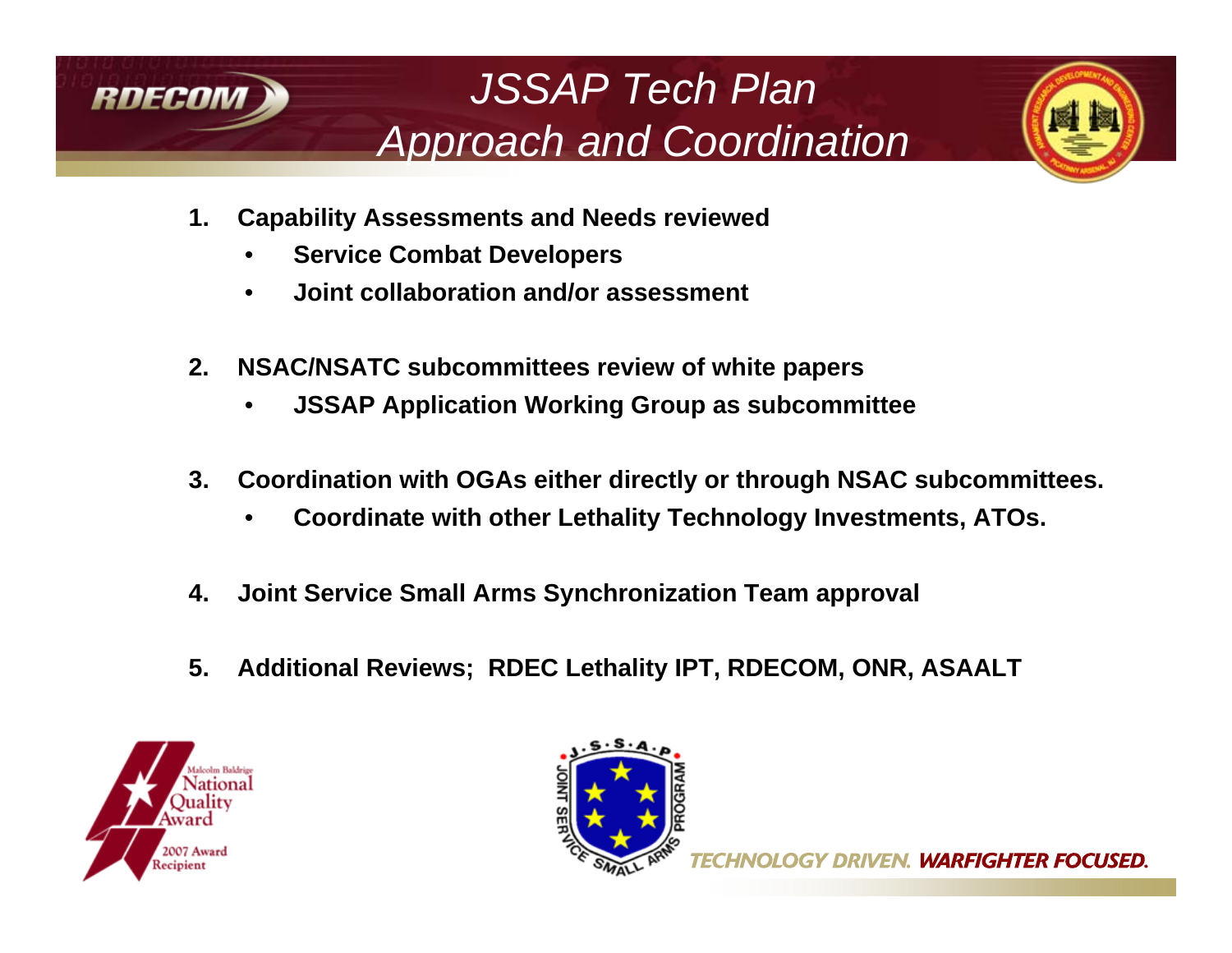# *JSSAP Tech Plan Approach and Coordination*

1. **Capability Assessments and Needs reviewed**
   - **Service Combat Developers**
   - **Joint collaboration and/or assessment**

2. **NSAC/NSATC subcommittees review of white papers**
   - **JSSAP Application Working Group as subcommittee**

3. **Coordination with OGAs either directly or through NSAC subcommittees.**
   - **Coordinate with other Lethality Technology Investments, ATOs.**

4. **Joint Service Small Arms Synchronization Team approval**

5. **Additional Reviews; RDEC Lethality IPT, RDECOM, ONR, ASAALT**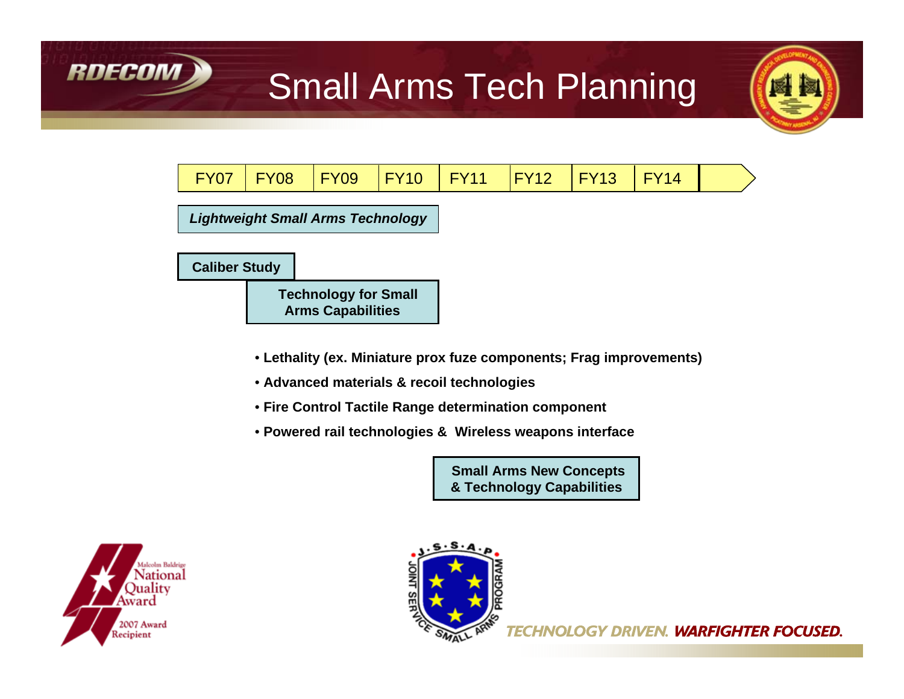# Small Arms Tech Planning

| FY07 | FY08 | FY09 | FY10 | FY11 | FY12 | FY13 | FY14 |
|---|---|---|---|---|---|---|---|

***Lightweight Small Arms Technology***

**Caliber Study**

**Technology for Small Arms Capabilities**

- **Lethality (ex. Miniature prox fuze components; Frag improvements)**
- **Advanced materials & recoil technologies**
- **Fire Control Tactile Range determination component**
- **Powered rail technologies & Wireless weapons interface**

**Small Arms New Concepts & Technology Capabilities**

TECHNOLOGY DRIVEN. WARFIGHTER FOCUSED.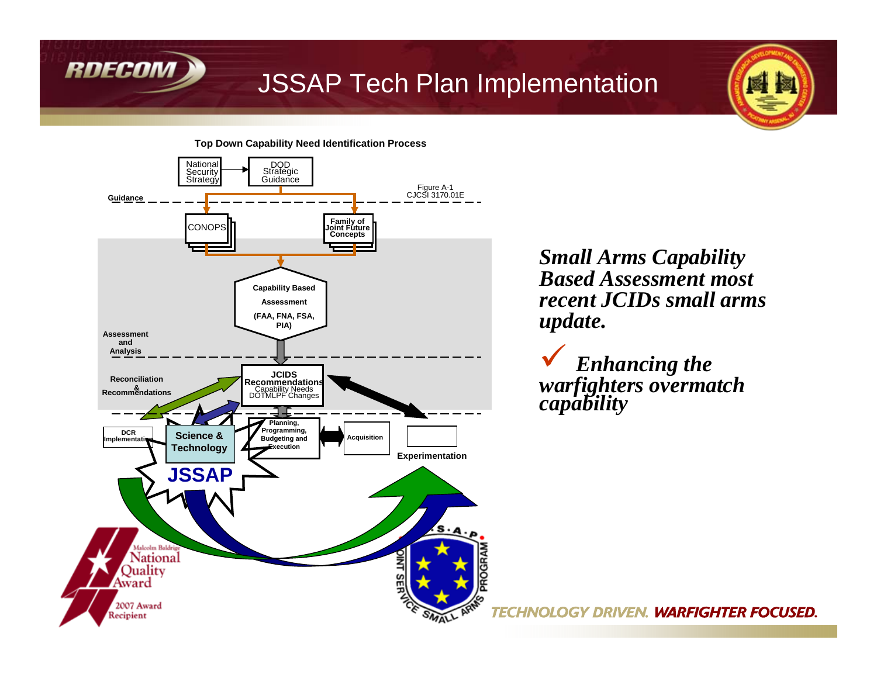# JSSAP Tech Plan Implementation

**Top Down Capability Need Identification Process**

National Security Strategy

DOD Strategic Guidance

Figure A-1
CJCSI 3170.01E

**Guidance**

CONOPS

**Family of Joint Future Concepts**

**Capability Based Assessment**

**(FAA, FNA, FSA, PIA)**

**Assessment and Analysis**

**Reconciliation & Recommendations**

**JCIDS Recommendations**
Capability Needs
DOTMLPF Changes

**DCR Implementation**

**Science & Technology**

**JSSAP**

**Planning, Programming, Budgeting and Execution**

**Acquisition**

**Experimentation**

***Small Arms Capability Based Assessment most recent JCIDs small arms update.***

- ✓ ***Enhancing the warfighters overmatch capability***

TECHNOLOGY DRIVEN. **WARFIGHTER FOCUSED.**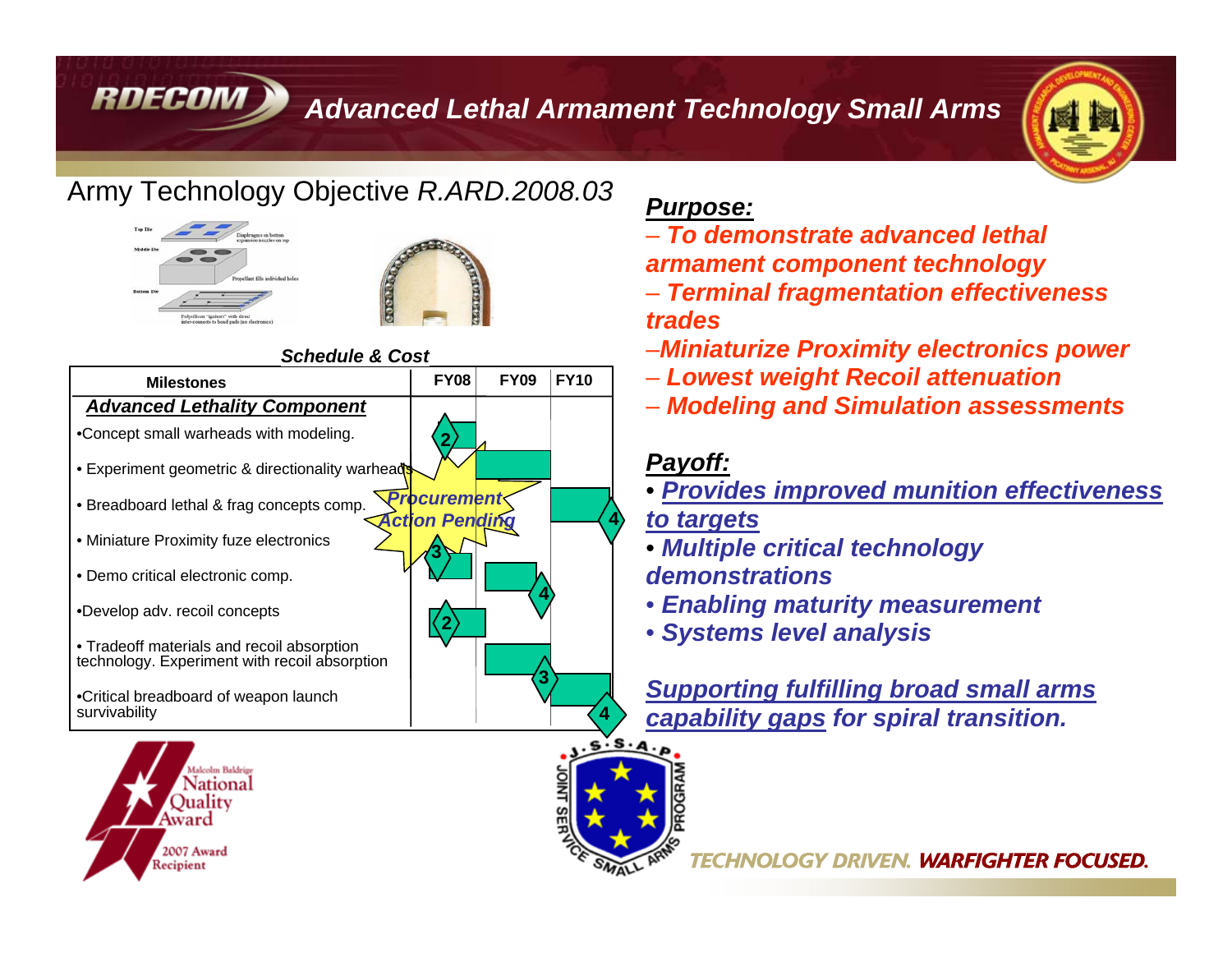# Advanced Lethal Armament Technology Small Arms

## Army Technology Objective *R.ARD.2008.03*

Top Die — Diaphragms on bottom, expansion nozzles on top

Middle Die — Propellant fills individual holes

Bottom Die — Polysilicon "igniters" with direct inter-connects to bond pads (no electronics)

***Schedule & Cost***

| Milestones | FY08 | FY09 | FY10 |
|---|---|---|---|
| ***Advanced Lethality Component*** | | | |
| •Concept small warheads with modeling. | 2 | | |
| • Experiment geometric & directionality warheads | | | |
| • Breadboard lethal & frag concepts comp. | | | 4 |
| • Miniature Proximity fuze electronics | 3 | | |
| • Demo critical electronic comp. | | 4 | |
| •Develop adv. recoil concepts | 2 | | |
| • Tradeoff materials and recoil absorption technology. Experiment with recoil absorption | | 3 | |
| •Critical breadboard of weapon launch survivability | | | 4 |

*Procurement Action Pending*

### *Purpose:*

- ***To demonstrate advanced lethal armament component technology***
- ***Terminal fragmentation effectiveness trades***
- ***Miniaturize Proximity electronics power***
- ***Lowest weight Recoil attenuation***
- ***Modeling and Simulation assessments***

### *Payoff:*

- ***Provides improved munition effectiveness to targets***
- ***Multiple critical technology demonstrations***
- ***Enabling maturity measurement***
- ***Systems level analysis***

***Supporting fulfilling broad small arms capability gaps for spiral transition.***

Malcolm Baldrige National Quality Award 2007 Award Recipient

J.S.S.A.P. Joint Service Small Arms Program

TECHNOLOGY DRIVEN. WARFIGHTER FOCUSED.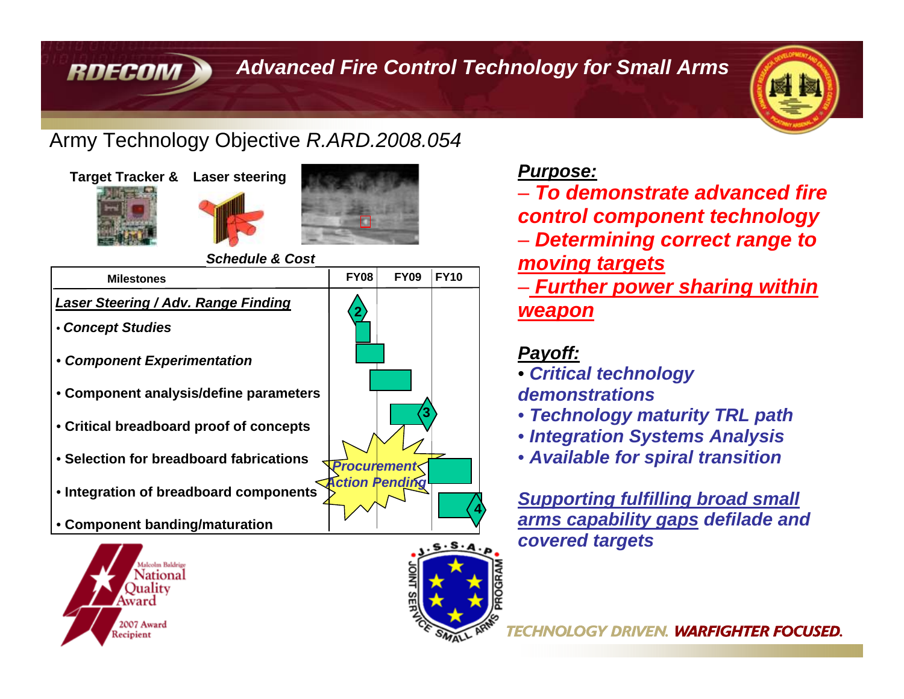# Advanced Fire Control Technology for Small Arms

## Army Technology Objective *R.ARD.2008.054*

**Target Tracker &** **Laser steering**

***Schedule & Cost***

| Milestones | FY08 | FY09 | FY10 |
|---|---|---|---|
| ***Laser Steering / Adv. Range Finding*** | 2 | | |
| • *Concept Studies* | | | |
| • ***Component Experimentation*** | | | |
| • **Component analysis/define parameters** | | | |
| • **Critical breadboard proof of concepts** | | 3 | |
| • **Selection for breadboard fabrications** | | | |
| • **Integration of breadboard components** | | | |
| • **Component banding/maturation** | | | 4 |

*Procurement Action Pending*

***Purpose:***

– ***To demonstrate advanced fire control component technology***

– ***Determining correct range to moving targets***

– ***Further power sharing within weapon***

***Payoff:***

- ***Critical technology demonstrations***
- ***Technology maturity TRL path***
- ***Integration Systems Analysis***
- ***Available for spiral transition***

***Supporting fulfilling broad small arms capability gaps defilade and covered targets***

Malcolm Baldrige National Quality Award 2007 Award Recipient

J.S.S.A.P. Joint Service Small Arms Program

TECHNOLOGY DRIVEN. WARFIGHTER FOCUSED.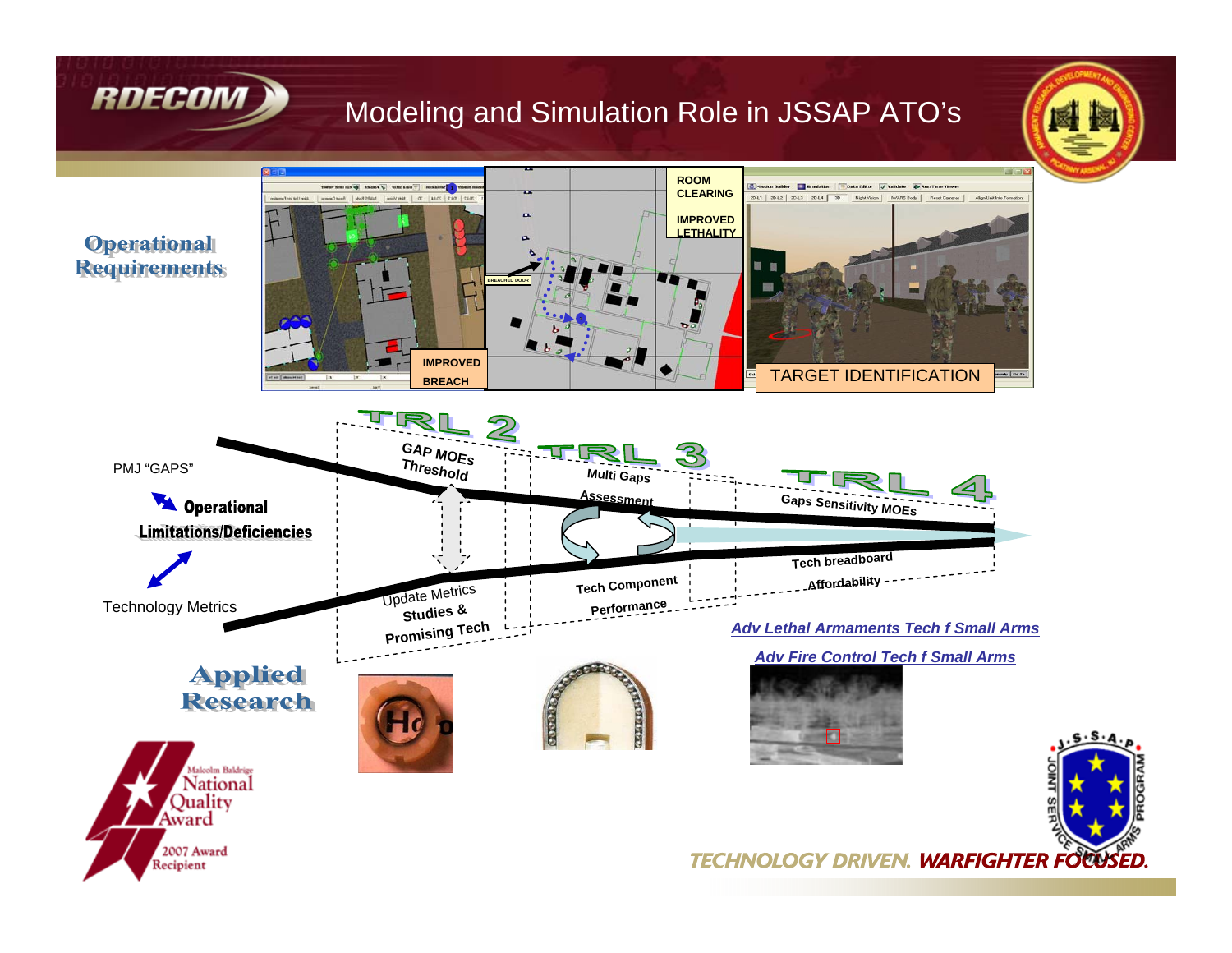# Modeling and Simulation Role in JSSAP ATO's

**Operational Requirements**

ROOM CLEARING

IMPROVED LETHALITY

BREACHED DOOR

IMPROVED BREACH

TARGET IDENTIFICATION

TRL 2 — TRL 3 — TRL 4

PMJ "GAPS"

**Operational Limitations/Deficiencies**

Technology Metrics

GAP MOEs Threshold

Multi Gaps Assessment

Gaps Sensitivity MOEs

Update Metrics Studies & Promising Tech

Tech Component Performance

Tech breadboard Affordability

*Adv Lethal Armaments Tech f Small Arms*

*Adv Fire Control Tech f Small Arms*

**Applied Research**

Malcolm Baldrige National Quality Award 2007 Award Recipient

TECHNOLOGY DRIVEN. WARFIGHTER FOCUSED.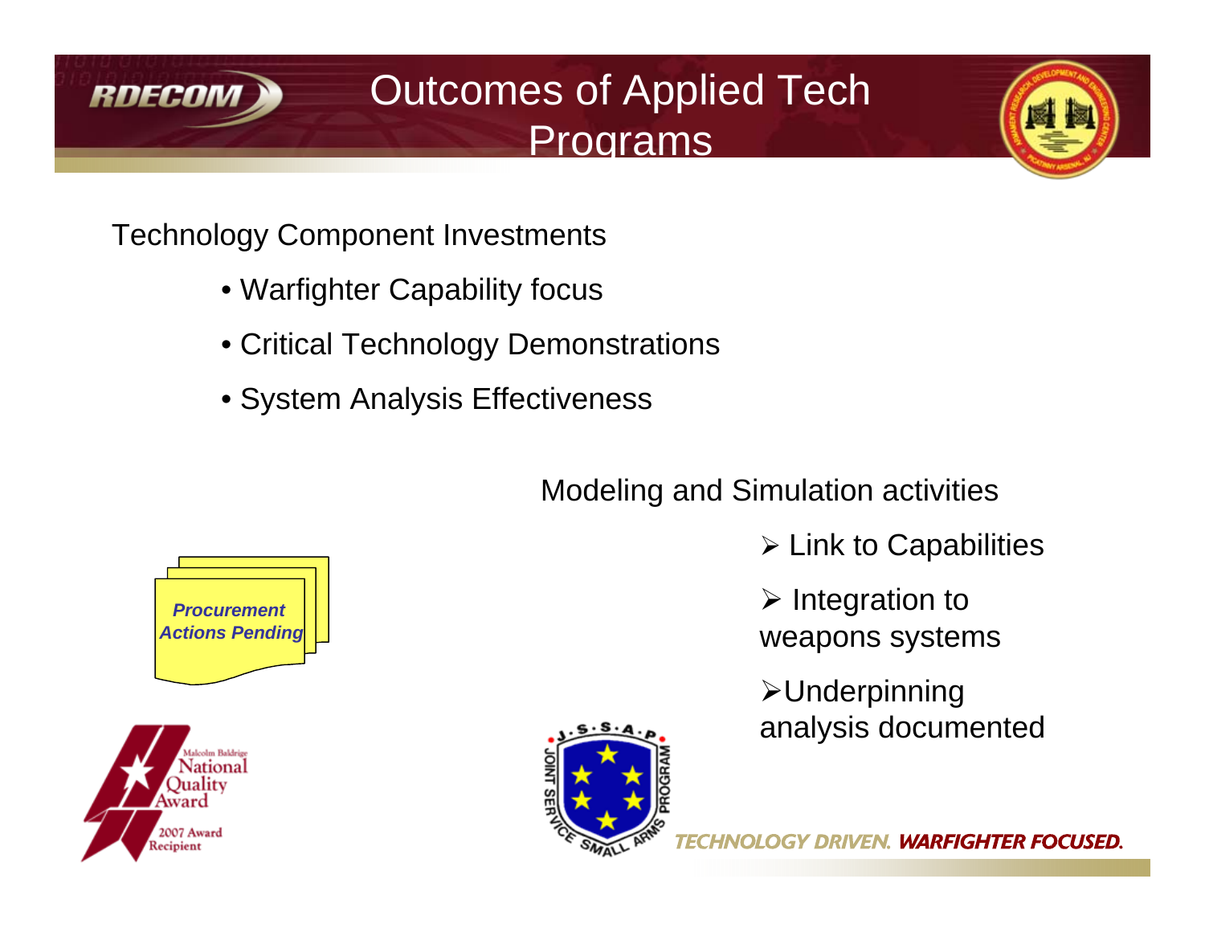# Outcomes of Applied Tech Programs

Technology Component Investments

- Warfighter Capability focus
- Critical Technology Demonstrations
- System Analysis Effectiveness

Modeling and Simulation activities

- Link to Capabilities
- Integration to weapons systems
- Underpinning analysis documented

*Procurement Actions Pending*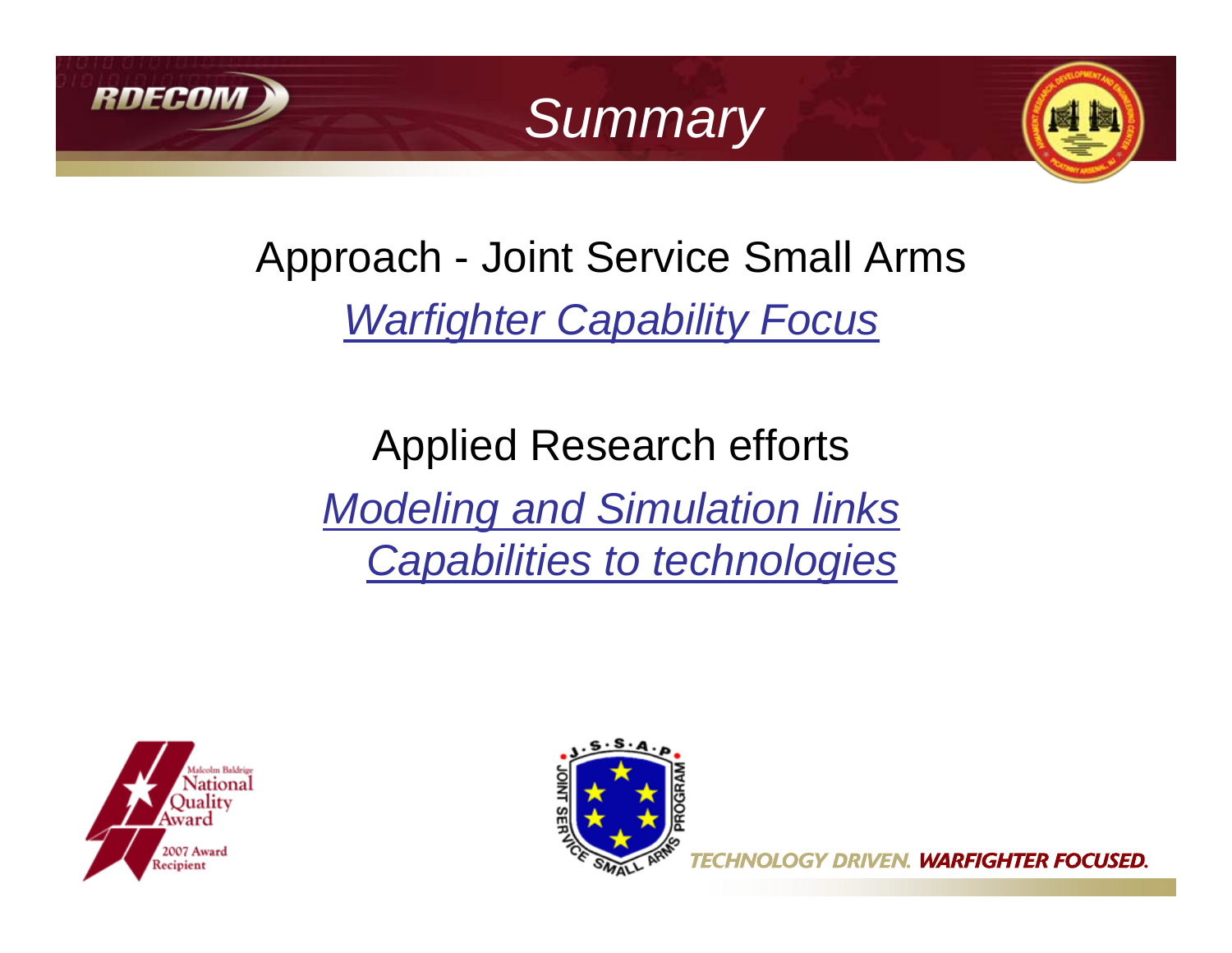# Summary

Approach - Joint Service Small Arms

*Warfighter Capability Focus*

Applied Research efforts

*Modeling and Simulation links Capabilities to technologies*